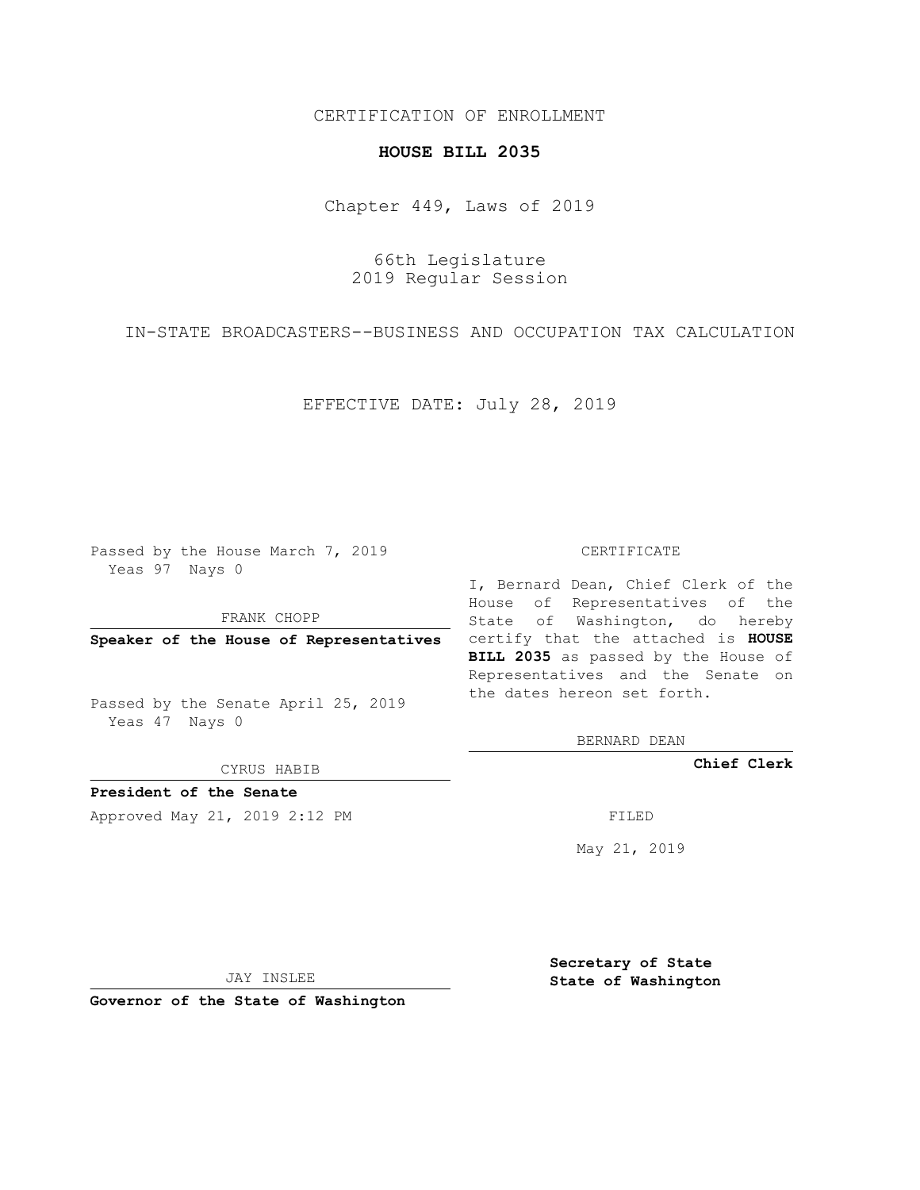CERTIFICATION OF ENROLLMENT

**HOUSE BILL 2035**

Chapter 449, Laws of 2019

66th Legislature
2019 Regular Session

IN-STATE BROADCASTERS--BUSINESS AND OCCUPATION TAX CALCULATION

EFFECTIVE DATE: July 28, 2019

Passed by the House March 7, 2019
Yeas 97 Nays 0

FRANK CHOPP

**Speaker of the House of Representatives**

Passed by the Senate April 25, 2019
Yeas 47 Nays 0

CYRUS HABIB

**President of the Senate**

Approved May 21, 2019 2:12 PM

JAY INSLEE

**Governor of the State of Washington**

CERTIFICATE

I, Bernard Dean, Chief Clerk of the House of Representatives of the State of Washington, do hereby certify that the attached is **HOUSE BILL 2035** as passed by the House of Representatives and the Senate on the dates hereon set forth.

BERNARD DEAN

**Chief Clerk**

FILED

May 21, 2019

**Secretary of State**
**State of Washington**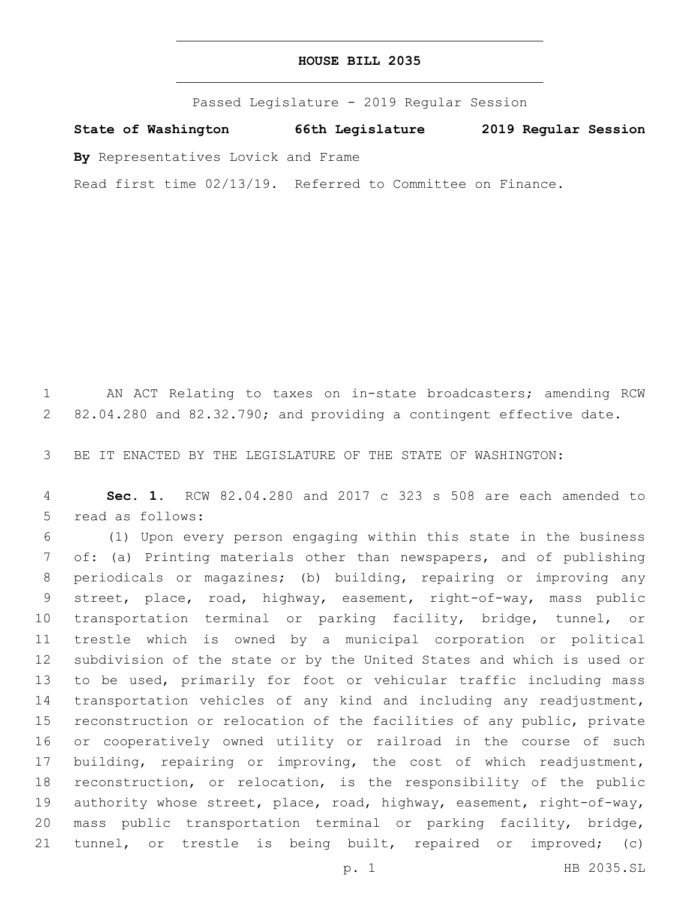# HOUSE BILL 2035

Passed Legislature - 2019 Regular Session

**State of Washington 66th Legislature 2019 Regular Session**

**By** Representatives Lovick and Frame

Read first time 02/13/19. Referred to Committee on Finance.

AN ACT Relating to taxes on in-state broadcasters; amending RCW 82.04.280 and 82.32.790; and providing a contingent effective date.

BE IT ENACTED BY THE LEGISLATURE OF THE STATE OF WASHINGTON:

**Sec. 1.** RCW 82.04.280 and 2017 c 323 s 508 are each amended to read as follows:

(1) Upon every person engaging within this state in the business of: (a) Printing materials other than newspapers, and of publishing periodicals or magazines; (b) building, repairing or improving any street, place, road, highway, easement, right-of-way, mass public transportation terminal or parking facility, bridge, tunnel, or trestle which is owned by a municipal corporation or political subdivision of the state or by the United States and which is used or to be used, primarily for foot or vehicular traffic including mass transportation vehicles of any kind and including any readjustment, reconstruction or relocation of the facilities of any public, private or cooperatively owned utility or railroad in the course of such building, repairing or improving, the cost of which readjustment, reconstruction, or relocation, is the responsibility of the public authority whose street, place, road, highway, easement, right-of-way, mass public transportation terminal or parking facility, bridge, tunnel, or trestle is being built, repaired or improved; (c)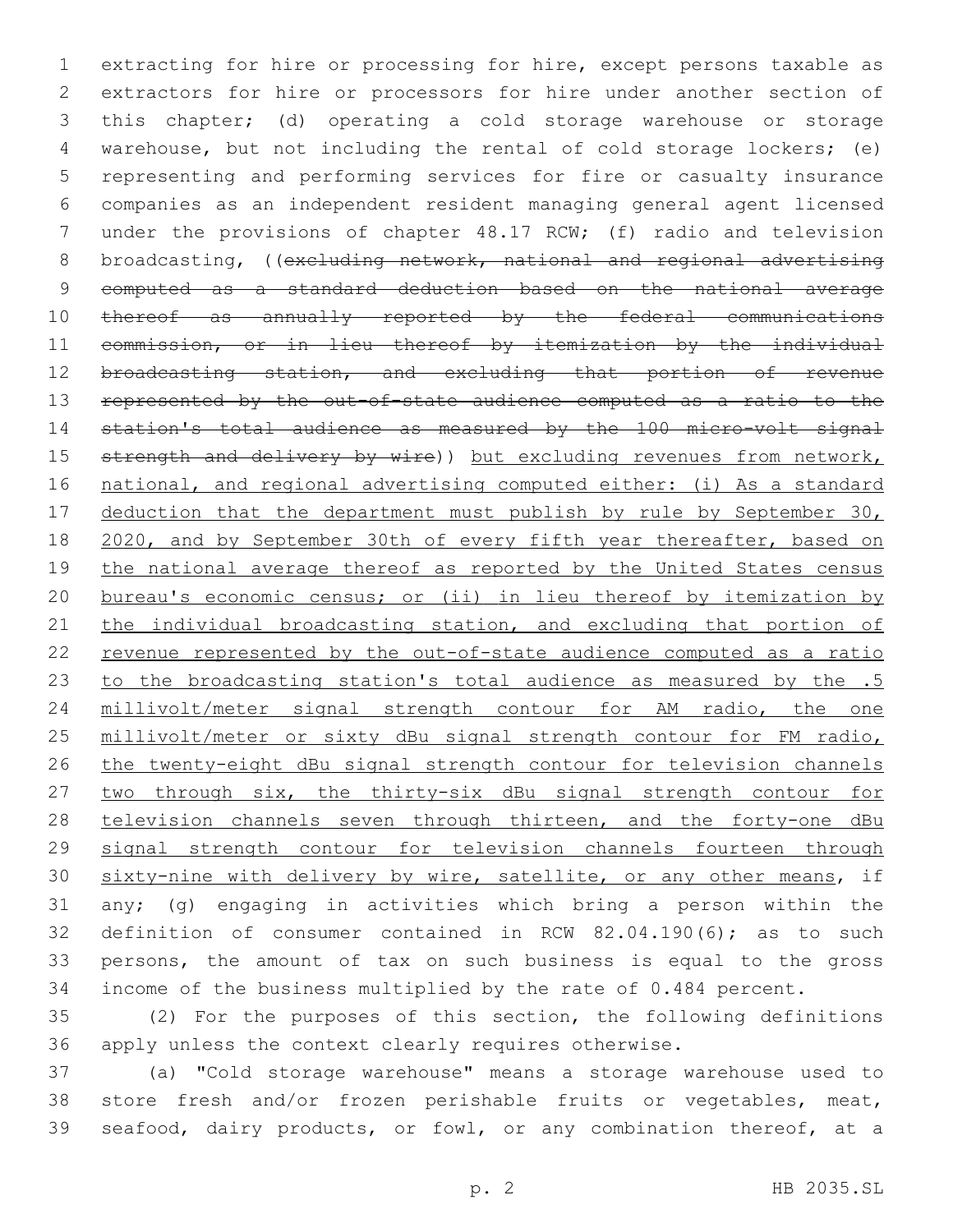extracting for hire or processing for hire, except persons taxable as extractors for hire or processors for hire under another section of this chapter; (d) operating a cold storage warehouse or storage warehouse, but not including the rental of cold storage lockers; (e) representing and performing services for fire or casualty insurance companies as an independent resident managing general agent licensed under the provisions of chapter 48.17 RCW; (f) radio and television broadcasting, ((~~excluding network, national and regional advertising computed as a standard deduction based on the national average thereof as annually reported by the federal communications commission, or in lieu thereof by itemization by the individual broadcasting station, and excluding that portion of revenue represented by the out-of-state audience computed as a ratio to the station's total audience as measured by the 100 micro-volt signal strength and delivery by wire~~)) <u>but excluding revenues from network, national, and regional advertising computed either: (i) As a standard deduction that the department must publish by rule by September 30, 2020, and by September 30th of every fifth year thereafter, based on the national average thereof as reported by the United States census bureau's economic census; or (ii) in lieu thereof by itemization by the individual broadcasting station, and excluding that portion of revenue represented by the out-of-state audience computed as a ratio to the broadcasting station's total audience as measured by the .5 millivolt/meter signal strength contour for AM radio, the one millivolt/meter or sixty dBu signal strength contour for FM radio, the twenty-eight dBu signal strength contour for television channels two through six, the thirty-six dBu signal strength contour for television channels seven through thirteen, and the forty-one dBu signal strength contour for television channels fourteen through sixty-nine with delivery by wire, satellite, or any other means</u>, if any; (g) engaging in activities which bring a person within the definition of consumer contained in RCW 82.04.190(6); as to such persons, the amount of tax on such business is equal to the gross income of the business multiplied by the rate of 0.484 percent.

(2) For the purposes of this section, the following definitions apply unless the context clearly requires otherwise.

(a) "Cold storage warehouse" means a storage warehouse used to store fresh and/or frozen perishable fruits or vegetables, meat, seafood, dairy products, or fowl, or any combination thereof, at a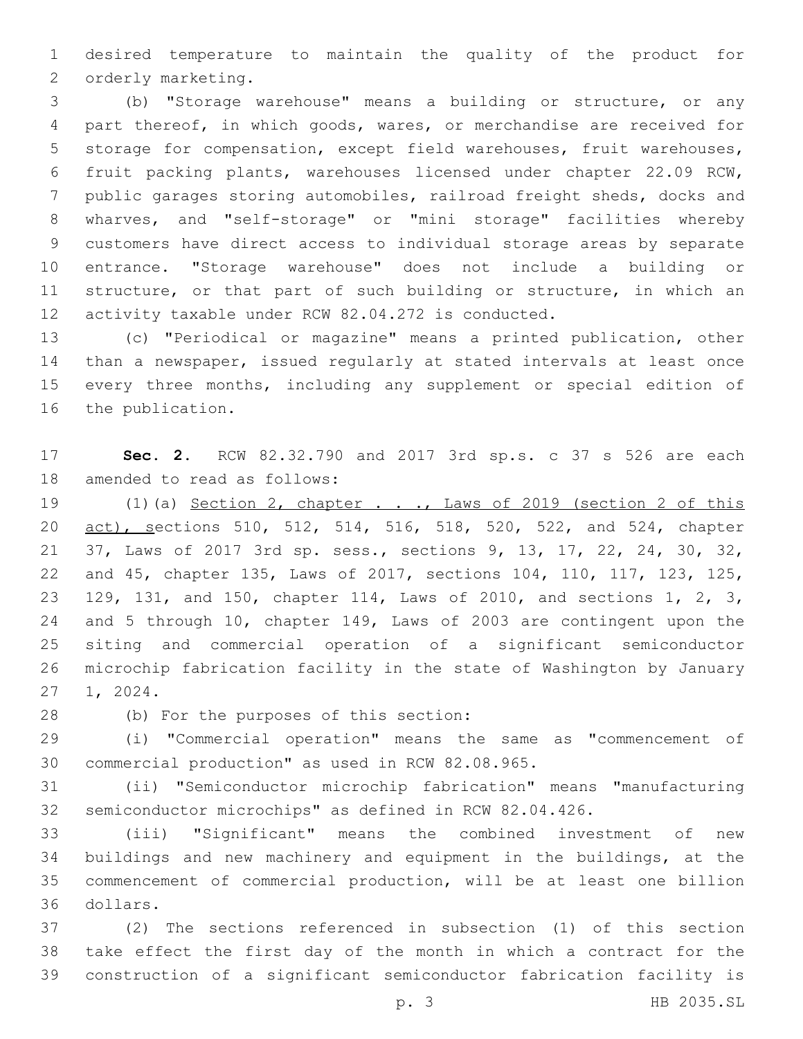desired temperature to maintain the quality of the product for orderly marketing.

(b) "Storage warehouse" means a building or structure, or any part thereof, in which goods, wares, or merchandise are received for storage for compensation, except field warehouses, fruit warehouses, fruit packing plants, warehouses licensed under chapter 22.09 RCW, public garages storing automobiles, railroad freight sheds, docks and wharves, and "self-storage" or "mini storage" facilities whereby customers have direct access to individual storage areas by separate entrance. "Storage warehouse" does not include a building or structure, or that part of such building or structure, in which an activity taxable under RCW 82.04.272 is conducted.

(c) "Periodical or magazine" means a printed publication, other than a newspaper, issued regularly at stated intervals at least once every three months, including any supplement or special edition of the publication.

**Sec. 2.** RCW 82.32.790 and 2017 3rd sp.s. c 37 s 526 are each amended to read as follows:

(1)(a) <u>Section 2, chapter . . ., Laws of 2019 (section 2 of this act), s</u>ections 510, 512, 514, 516, 518, 520, 522, and 524, chapter 37, Laws of 2017 3rd sp. sess., sections 9, 13, 17, 22, 24, 30, 32, and 45, chapter 135, Laws of 2017, sections 104, 110, 117, 123, 125, 129, 131, and 150, chapter 114, Laws of 2010, and sections 1, 2, 3, and 5 through 10, chapter 149, Laws of 2003 are contingent upon the siting and commercial operation of a significant semiconductor microchip fabrication facility in the state of Washington by January 1, 2024.

(b) For the purposes of this section:

(i) "Commercial operation" means the same as "commencement of commercial production" as used in RCW 82.08.965.

(ii) "Semiconductor microchip fabrication" means "manufacturing semiconductor microchips" as defined in RCW 82.04.426.

(iii) "Significant" means the combined investment of new buildings and new machinery and equipment in the buildings, at the commencement of commercial production, will be at least one billion dollars.

(2) The sections referenced in subsection (1) of this section take effect the first day of the month in which a contract for the construction of a significant semiconductor fabrication facility is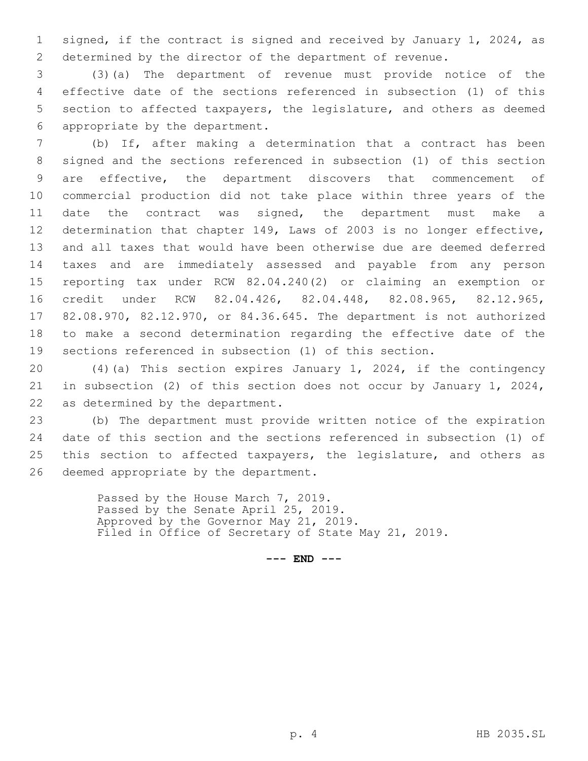signed, if the contract is signed and received by January 1, 2024, as determined by the director of the department of revenue.

(3)(a) The department of revenue must provide notice of the effective date of the sections referenced in subsection (1) of this section to affected taxpayers, the legislature, and others as deemed appropriate by the department.

(b) If, after making a determination that a contract has been signed and the sections referenced in subsection (1) of this section are effective, the department discovers that commencement of commercial production did not take place within three years of the date the contract was signed, the department must make a determination that chapter 149, Laws of 2003 is no longer effective, and all taxes that would have been otherwise due are deemed deferred taxes and are immediately assessed and payable from any person reporting tax under RCW 82.04.240(2) or claiming an exemption or credit under RCW 82.04.426, 82.04.448, 82.08.965, 82.12.965, 82.08.970, 82.12.970, or 84.36.645. The department is not authorized to make a second determination regarding the effective date of the sections referenced in subsection (1) of this section.

(4)(a) This section expires January 1, 2024, if the contingency in subsection (2) of this section does not occur by January 1, 2024, as determined by the department.

(b) The department must provide written notice of the expiration date of this section and the sections referenced in subsection (1) of this section to affected taxpayers, the legislature, and others as deemed appropriate by the department.

Passed by the House March 7, 2019.
Passed by the Senate April 25, 2019.
Approved by the Governor May 21, 2019.
Filed in Office of Secretary of State May 21, 2019.

**--- END ---**